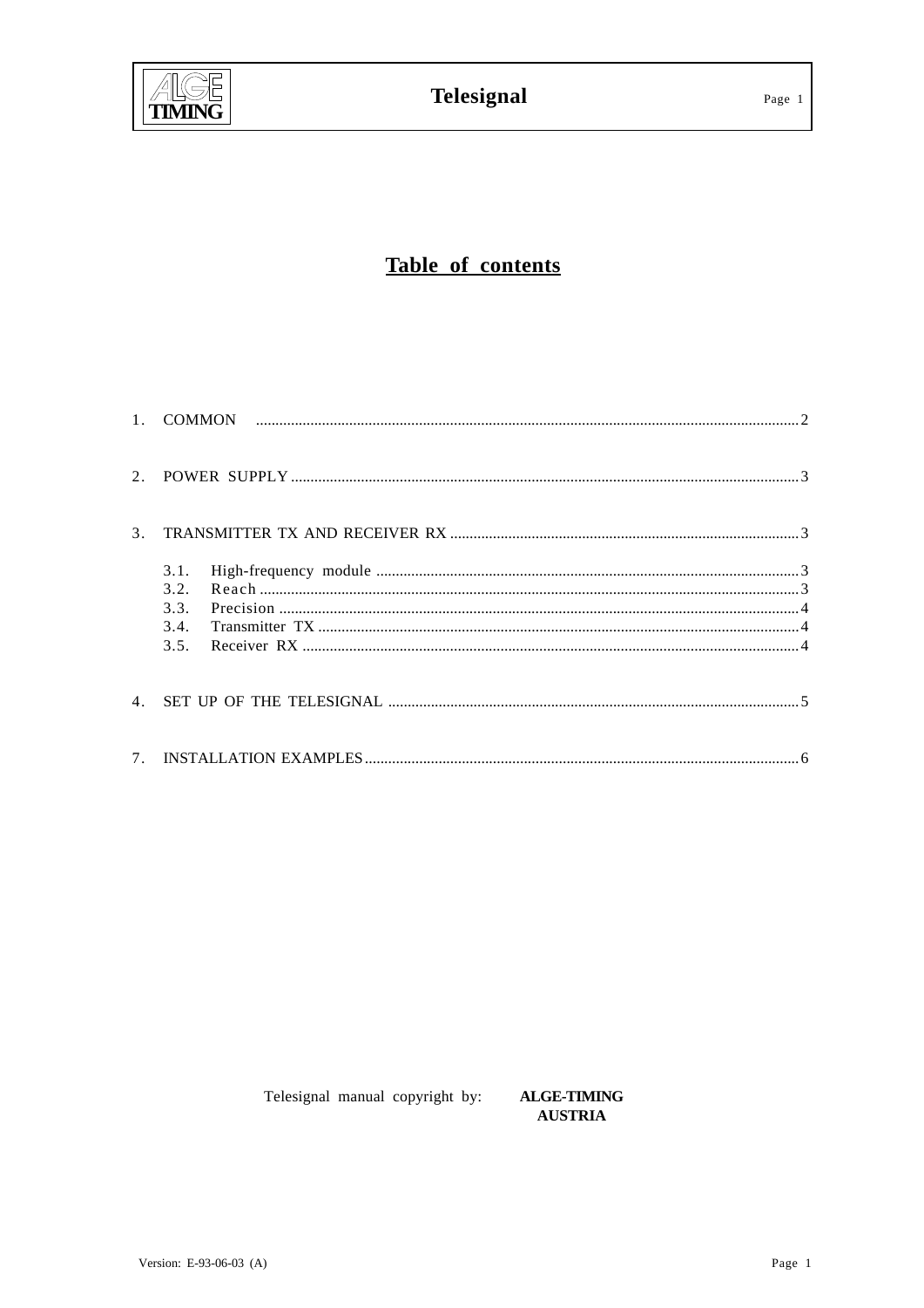# Table of contents

1. COMMON .......... 2

2. POWER SUPPLY .......... 3

3. TRANSMITTER TX AND RECEIVER RX .......... 3

   3.1. High-frequency module .......... 3
   3.2. Reach .......... 3
   3.3. Precision .......... 4
   3.4. Transmitter TX .......... 4
   3.5. Receiver RX .......... 4

4. SET UP OF THE TELESIGNAL .......... 5

7. INSTALLATION EXAMPLES .......... 6

Telesignal manual copyright by: **ALGE-TIMING AUSTRIA**

Version: E-93-06-03 (A)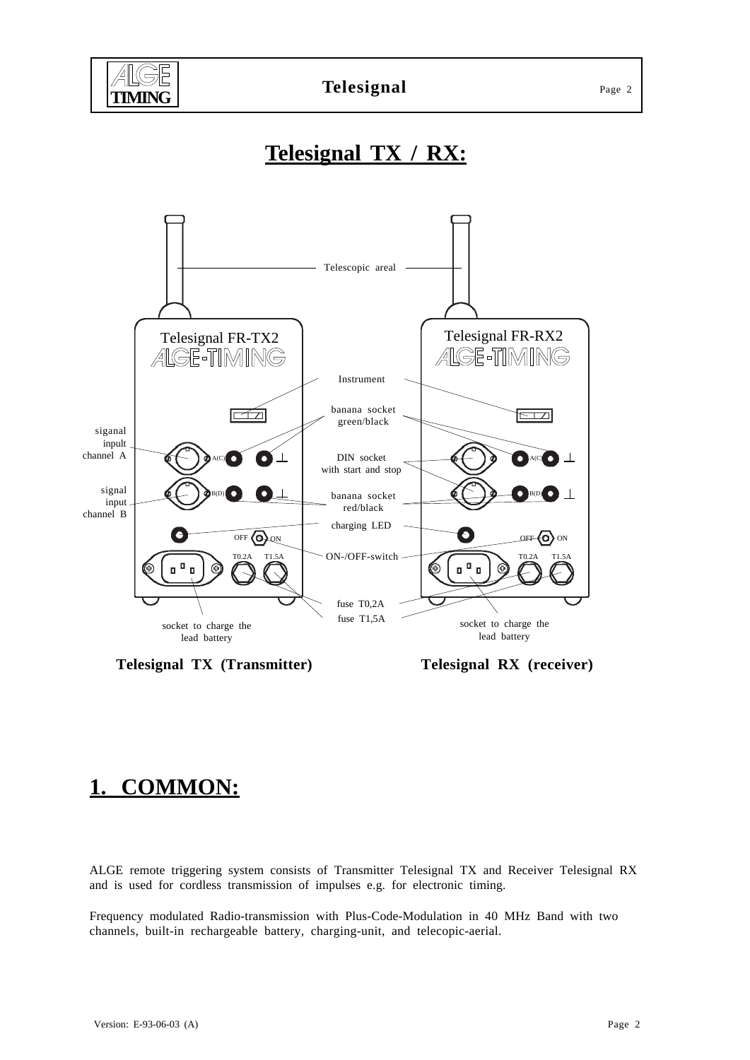# Telesignal TX / RX:

Telescopic areal

Telesignal FR-TX2
ALGE-TIMING

Telesignal FR-RX2
ALGE-TIMING

Instrument

banana socket green/black

siganal inpult channel A

DIN socket with start and stop

signal input channel B

banana socket red/black

charging LED

ON-/OFF-switch

fuse T0,2A

fuse T1,5A

socket to charge the lead battery

socket to charge the lead battery

**Telesignal TX (Transmitter)** **Telesignal RX (receiver)**

# 1. COMMON:

ALGE remote triggering system consists of Transmitter Telesignal TX and Receiver Telesignal RX and is used for cordless transmission of impulses e.g. for electronic timing.

Frequency modulated Radio-transmission with Plus-Code-Modulation in 40 MHz Band with two channels, built-in rechargeable battery, charging-unit, and telecopic-aerial.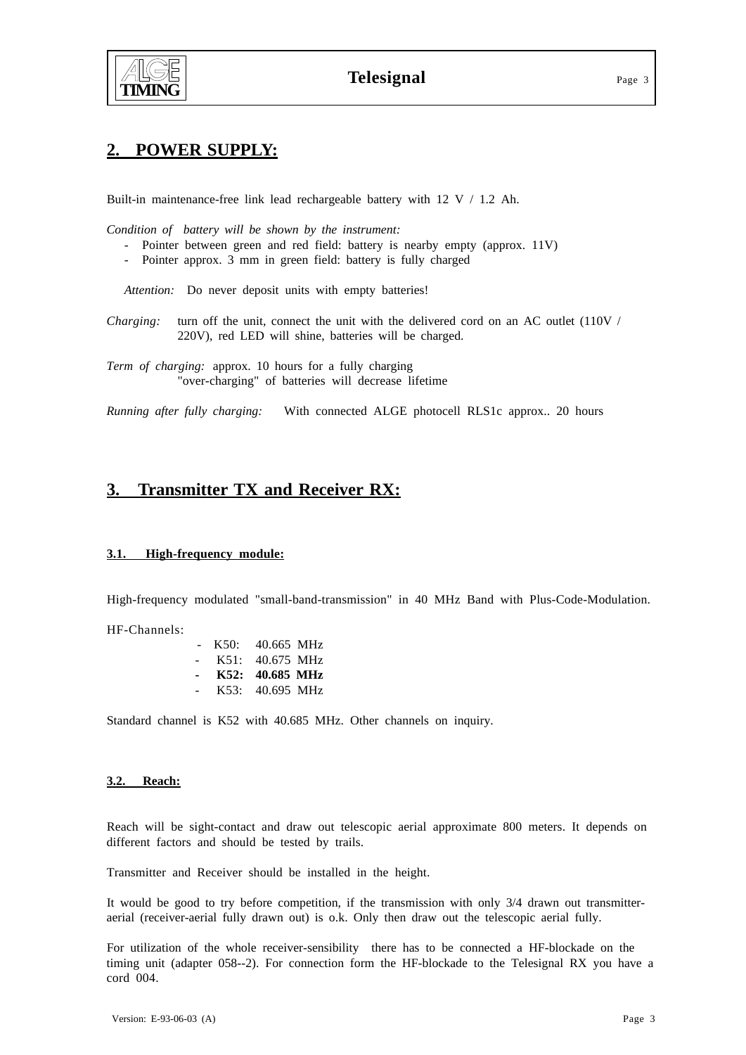## 2. POWER SUPPLY:

Built-in maintenance-free link lead rechargeable battery with 12 V / 1.2 Ah.

*Condition of battery will be shown by the instrument:*

- Pointer between green and red field: battery is nearby empty (approx. 11V)
- Pointer approx. 3 mm in green field: battery is fully charged

*Attention:* Do never deposit units with empty batteries!

*Charging:* turn off the unit, connect the unit with the delivered cord on an AC outlet (110V / 220V), red LED will shine, batteries will be charged.

*Term of charging:* approx. 10 hours for a fully charging
"over-charging" of batteries will decrease lifetime

*Running after fully charging:* With connected ALGE photocell RLS1c approx.. 20 hours

## 3. Transmitter TX and Receiver RX:

### 3.1. High-frequency module:

High-frequency modulated "small-band-transmission" in 40 MHz Band with Plus-Code-Modulation.

HF-Channels:

- K50: 40.665 MHz
- K51: 40.675 MHz
- **K52: 40.685 MHz**
- K53: 40.695 MHz

Standard channel is K52 with 40.685 MHz. Other channels on inquiry.

### 3.2. Reach:

Reach will be sight-contact and draw out telescopic aerial approximate 800 meters. It depends on different factors and should be tested by trails.

Transmitter and Receiver should be installed in the height.

It would be good to try before competition, if the transmission with only 3/4 drawn out transmitter-aerial (receiver-aerial fully drawn out) is o.k. Only then draw out the telescopic aerial fully.

For utilization of the whole receiver-sensibility there has to be connected a HF-blockade on the timing unit (adapter 058--2). For connection form the HF-blockade to the Telesignal RX you have a cord 004.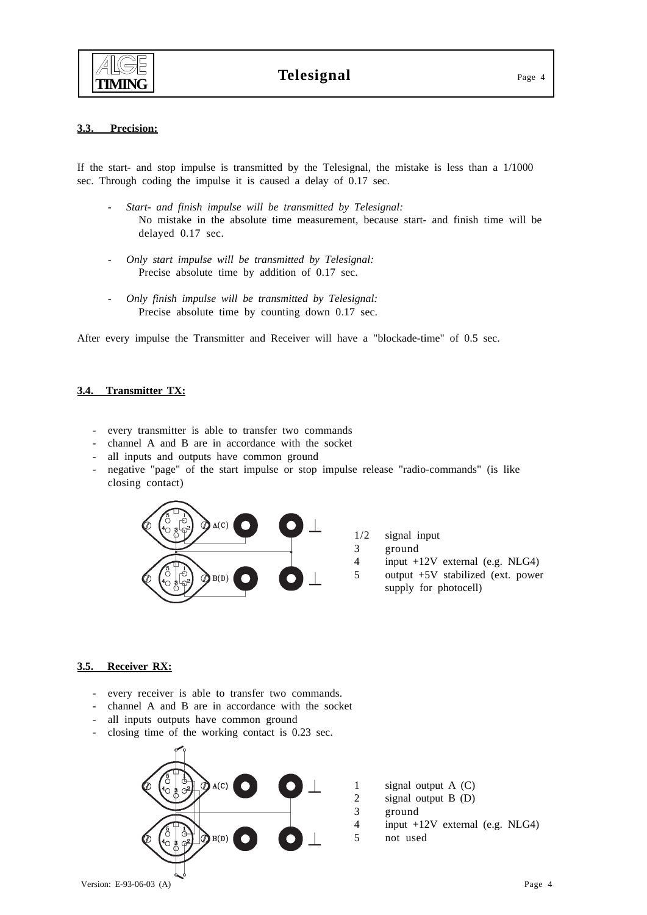### 3.3. Precision:

If the start- and stop impulse is transmitted by the Telesignal, the mistake is less than a 1/1000 sec. Through coding the impulse it is caused a delay of 0.17 sec.

- *Start- and finish impulse will be transmitted by Telesignal:*
  No mistake in the absolute time measurement, because start- and finish time will be delayed 0.17 sec.
- *Only start impulse will be transmitted by Telesignal:*
  Precise absolute time by addition of 0.17 sec.
- *Only finish impulse will be transmitted by Telesignal:*
  Precise absolute time by counting down 0.17 sec.

After every impulse the Transmitter and Receiver will have a "blockade-time" of 0.5 sec.

### 3.4. Transmitter TX:

- every transmitter is able to transfer two commands
- channel A and B are in accordance with the socket
- all inputs and outputs have common ground
- negative "page" of the start impulse or stop impulse release "radio-commands" (is like closing contact)

A(C)

B(D)

| | |
|---|---|
| 1/2 | signal input |
| 3 | ground |
| 4 | input +12V external (e.g. NLG4) |
| 5 | output +5V stabilized (ext. power supply for photocell) |

### 3.5. Receiver RX:

- every receiver is able to transfer two commands.
- channel A and B are in accordance with the socket
- all inputs outputs have common ground
- closing time of the working contact is 0.23 sec.

A(C)

B(D)

| | |
|---|---|
| 1 | signal output A (C) |
| 2 | signal output B (D) |
| 3 | ground |
| 4 | input +12V external (e.g. NLG4) |
| 5 | not used |

Version: E-93-06-03 (A)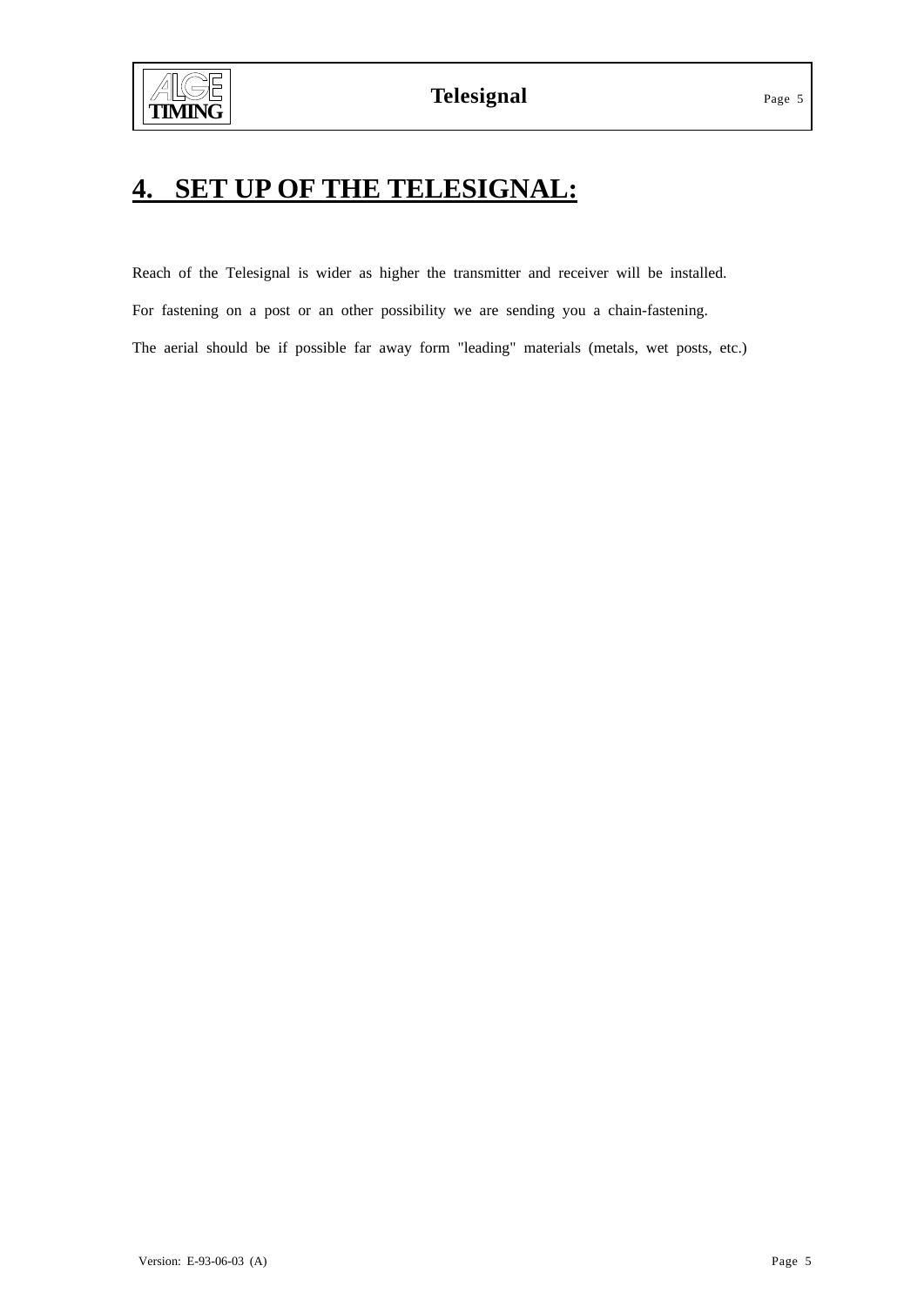# 4. SET UP OF THE TELESIGNAL:

Reach of the Telesignal is wider as higher the transmitter and receiver will be installed.

For fastening on a post or an other possibility we are sending you a chain-fastening.

The aerial should be if possible far away form "leading" materials (metals, wet posts, etc.)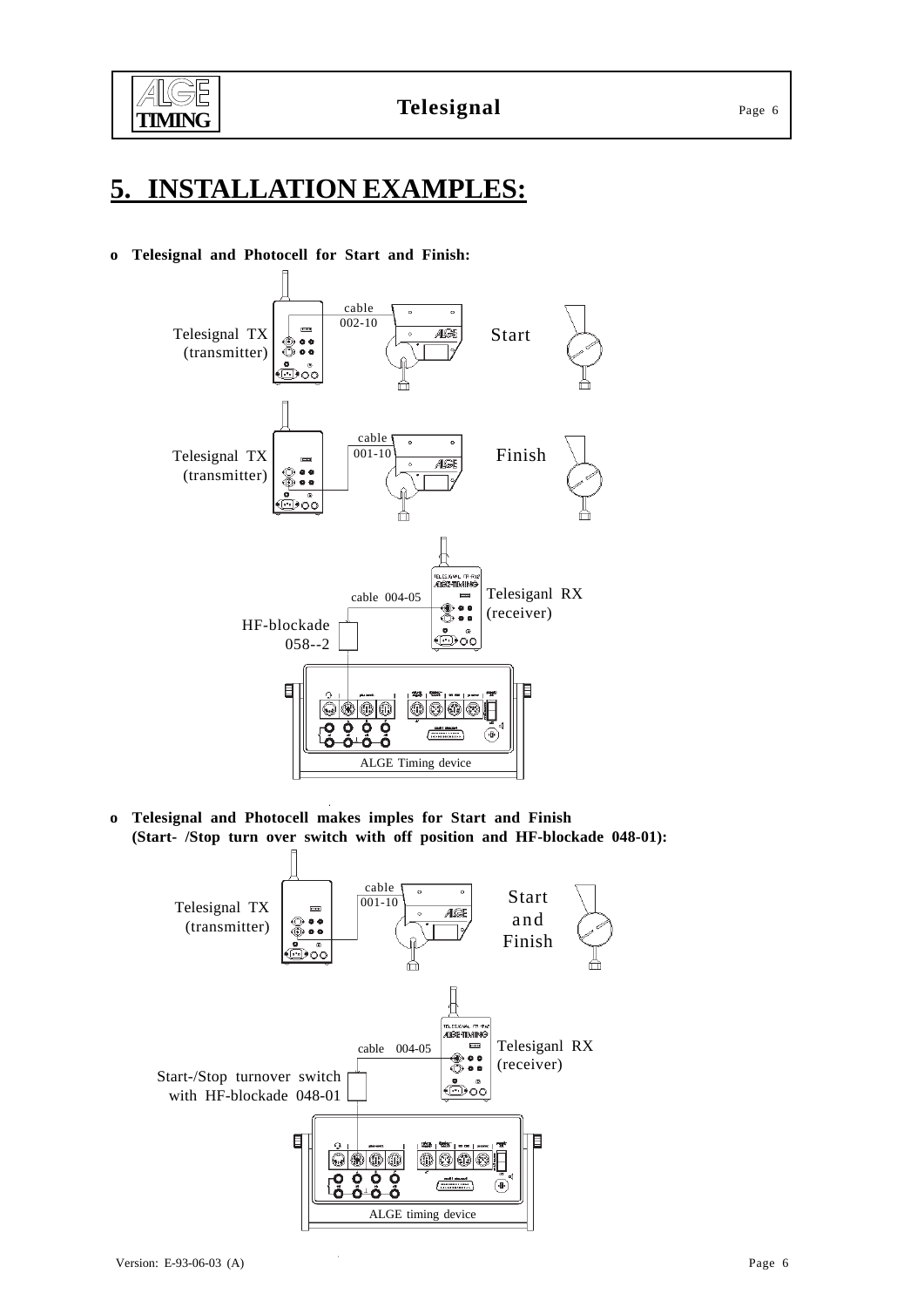# 5. INSTALLATION EXAMPLES:

- **Telesignal and Photocell for Start and Finish:**

Telesignal TX (transmitter) — cable 002-10 — Start

Telesignal TX (transmitter) — cable 001-10 — Finish

Telesiganl RX (receiver) — cable 004-05 — HF-blockade 058--2

ALGE Timing device

- **Telesignal and Photocell makes imples for Start and Finish (Start- /Stop turn over switch with off position and HF-blockade 048-01):**

Telesignal TX (transmitter) — cable 001-10 — Start and Finish

Telesiganl RX (receiver) — cable 004-05 — Start-/Stop turnover switch with HF-blockade 048-01

ALGE timing device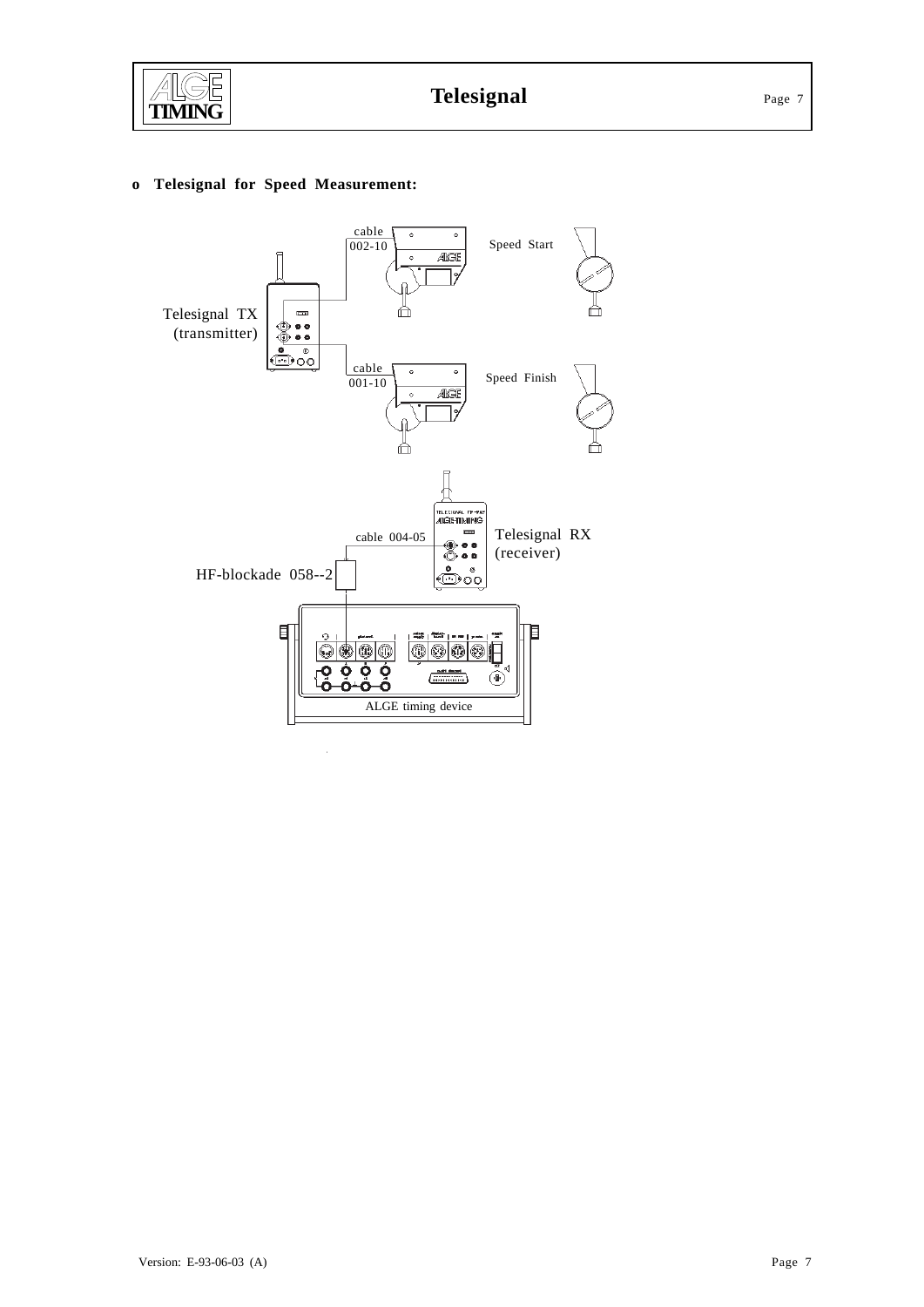**o Telesignal for Speed Measurement:**

cable 002-10

Speed Start

Telesignal TX (transmitter)

cable 001-10

Speed Finish

cable 004-05

Telesignal RX (receiver)

HF-blockade 058--2

ALGE timing device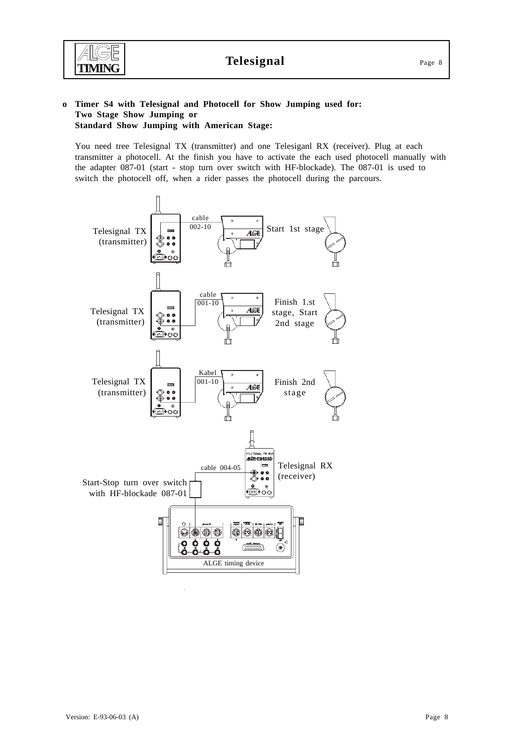- **Timer S4 with Telesignal and Photocell for Show Jumping used for: Two Stage Show Jumping or Standard Show Jumping with American Stage:**

  You need tree Telesignal TX (transmitter) and one Telesiganl RX (receiver). Plug at each transmitter a photocell. At the finish you have to activate the each used photocell manually with the adapter 087-01 (start - stop turn over switch with HF-blockade). The 087-01 is used to switch the photocell off, when a rider passes the photocell during the parcours.

Telesignal TX (transmitter)
cable 002-10
Start 1st stage

Telesignal TX (transmitter)
cable 001-10
Finish 1.st stage, Start 2nd stage

Telesignal TX (transmitter)
Kabel 001-10
Finish 2nd stage

cable 004-05
Telesignal RX (receiver)
Start-Stop turn over switch with HF-blockade 087-01

ALGE timing device